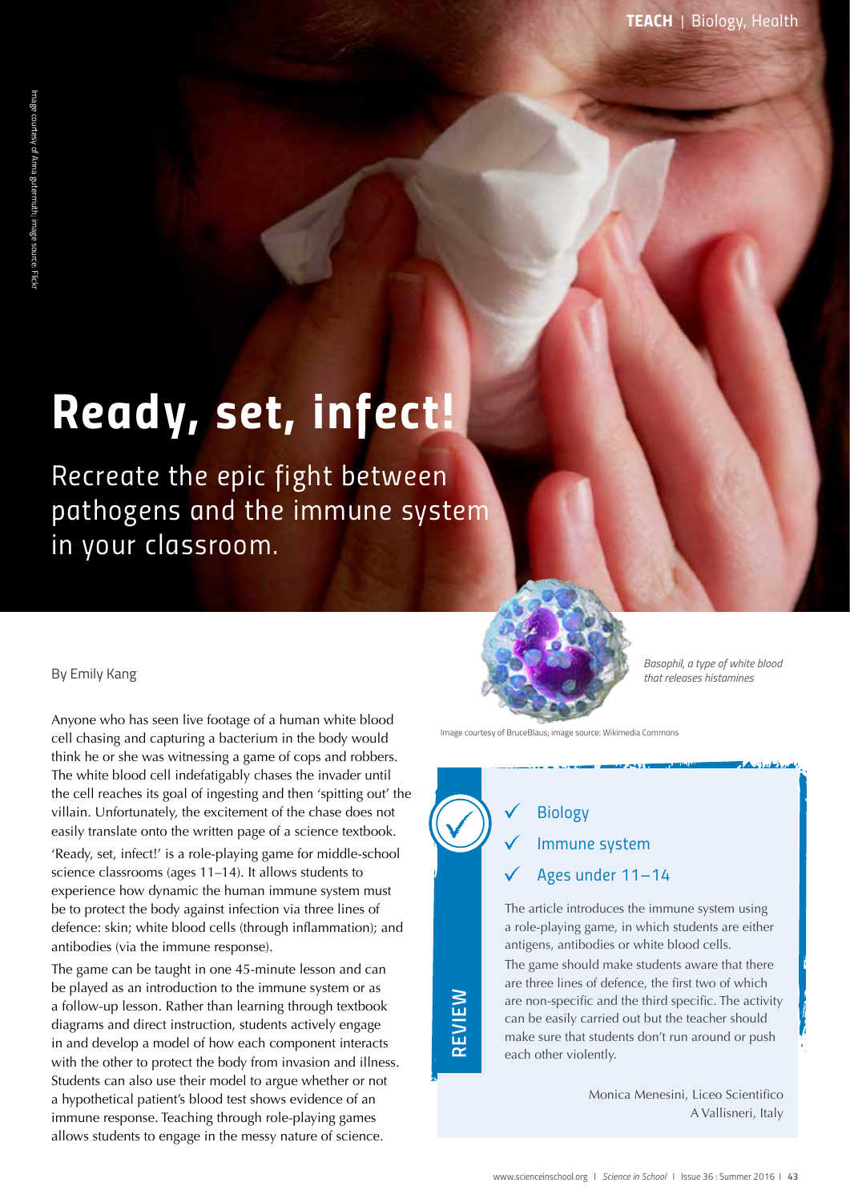# Ready, set, infect!

Recreate the epic fight between pathogens and the immune system in your classroom.

By Emily Kang

Anyone who has seen live footage of a human white blood cell chasing and capturing a bacterium in the body would think he or she was witnessing a game of cops and robbers. The white blood cell indefatigably chases the invader until the cell reaches its goal of ingesting and then 'spitting out' the villain. Unfortunately, the excitement of the chase does not easily translate onto the written page of a science textbook.

'Ready, set, infect!' is a role-playing game for middle-school science classrooms (ages 11–14). It allows students to experience how dynamic the human immune system must be to protect the body against infection via three lines of defence: skin; white blood cells (through inflammation); and antibodies (via the immune response).

The game can be taught in one 45-minute lesson and can be played as an introduction to the immune system or as a follow-up lesson. Rather than learning through textbook diagrams and direct instruction, students actively engage in and develop a model of how each component interacts with the other to protect the body from invasion and illness. Students can also use their model to argue whether or not a hypothetical patient's blood test shows evidence of an immune response. Teaching through role-playing games allows students to engage in the messy nature of science.

*Basophil, a type of white blood that releases histamines*

Image courtesy of BruceBlaus; image source: Wikimedia Commons

Image courtesy of Anna gutermuth; image source: Flickr

**REVIEW**

- ✓ Biology
- ✓ Immune system
- ✓ Ages under 11–14

The article introduces the immune system using a role-playing game, in which students are either antigens, antibodies or white blood cells.

The game should make students aware that there are three lines of defence, the first two of which are non-specific and the third specific. The activity can be easily carried out but the teacher should make sure that students don't run around or push each other violently.

Monica Menesini, Liceo Scientifico A Vallisneri, Italy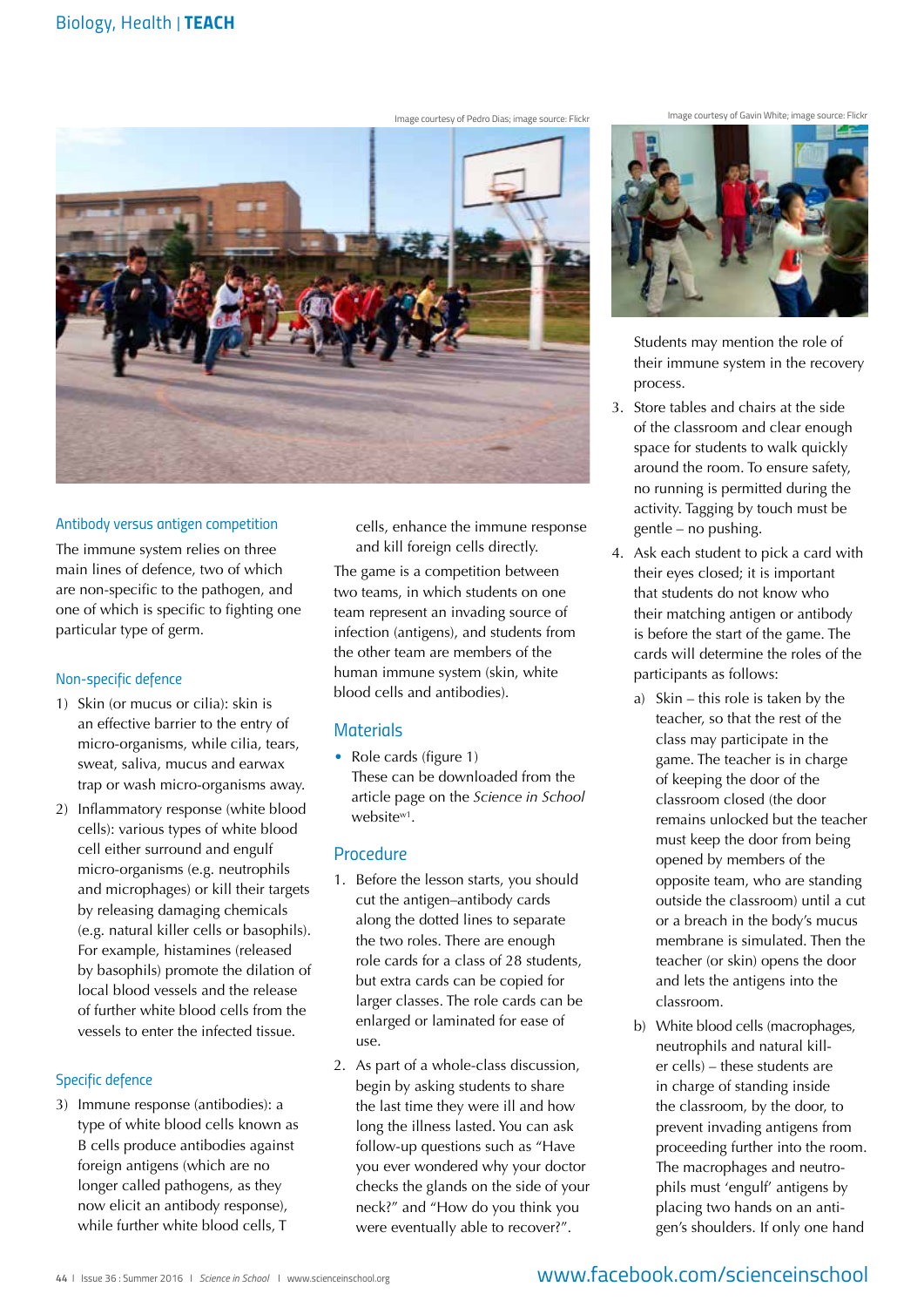Image courtesy of Pedro Dias; image source: Flickr

Image courtesy of Gavin White; image source: Flickr

### Antibody versus antigen competition

The immune system relies on three main lines of defence, two of which are non-specific to the pathogen, and one of which is specific to fighting one particular type of germ.

#### Non-specific defence

1) Skin (or mucus or cilia): skin is an effective barrier to the entry of micro-organisms, while cilia, tears, sweat, saliva, mucus and earwax trap or wash micro-organisms away.
2) Inflammatory response (white blood cells): various types of white blood cell either surround and engulf micro-organisms (e.g. neutrophils and microphages) or kill their targets by releasing damaging chemicals (e.g. natural killer cells or basophils). For example, histamines (released by basophils) promote the dilation of local blood vessels and the release of further white blood cells from the vessels to enter the infected tissue.

#### Specific defence

3) Immune response (antibodies): a type of white blood cells known as B cells produce antibodies against foreign antigens (which are no longer called pathogens, as they now elicit an antibody response), while further white blood cells, T cells, enhance the immune response and kill foreign cells directly.

The game is a competition between two teams, in which students on one team represent an invading source of infection (antigens), and students from the other team are members of the human immune system (skin, white blood cells and antibodies).

### Materials

- Role cards (figure 1)
  These can be downloaded from the article page on the *Science in School* website[w1].

### Procedure

1. Before the lesson starts, you should cut the antigen–antibody cards along the dotted lines to separate the two roles. There are enough role cards for a class of 28 students, but extra cards can be copied for larger classes. The role cards can be enlarged or laminated for ease of use.
2. As part of a whole-class discussion, begin by asking students to share the last time they were ill and how long the illness lasted. You can ask follow-up questions such as "Have you ever wondered why your doctor checks the glands on the side of your neck?" and "How do you think you were eventually able to recover?".
   Students may mention the role of their immune system in the recovery process.
3. Store tables and chairs at the side of the classroom and clear enough space for students to walk quickly around the room. To ensure safety, no running is permitted during the activity. Tagging by touch must be gentle – no pushing.
4. Ask each student to pick a card with their eyes closed; it is important that students do not know who their matching antigen or antibody is before the start of the game. The cards will determine the roles of the participants as follows:
   a) Skin – this role is taken by the teacher, so that the rest of the class may participate in the game. The teacher is in charge of keeping the door of the classroom closed (the door remains unlocked but the teacher must keep the door from being opened by members of the opposite team, who are standing outside the classroom) until a cut or a breach in the body's mucus membrane is simulated. Then the teacher (or skin) opens the door and lets the antigens into the classroom.
   b) White blood cells (macrophages, neutrophils and natural killer cells) – these students are in charge of standing inside the classroom, by the door, to prevent invading antigens from proceeding further into the room. The macrophages and neutrophils must 'engulf' antigens by placing two hands on an antigen's shoulders. If only one hand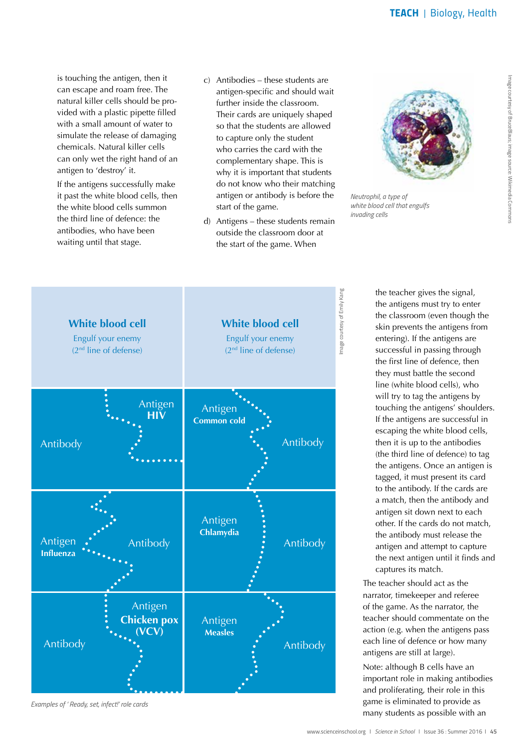is touching the antigen, then it can escape and roam free. The natural killer cells should be provided with a plastic pipette filled with a small amount of water to simulate the release of damaging chemicals. Natural killer cells can only wet the right hand of an antigen to 'destroy' it.

If the antigens successfully make it past the white blood cells, then the white blood cells summon the third line of defence: the antibodies, who have been waiting until that stage.

c) Antibodies – these students are antigen-specific and should wait further inside the classroom. Their cards are uniquely shaped so that the students are allowed to capture only the student who carries the card with the complementary shape. This is why it is important that students do not know who their matching antigen or antibody is before the start of the game.

d) Antigens – these students remain outside the classroom door at the start of the game. When the teacher gives the signal, the antigens must try to enter the classroom (even though the skin prevents the antigens from entering). If the antigens are successful in passing through the first line of defence, then they must battle the second line (white blood cells), who will try to tag the antigens by touching the antigens' shoulders. If the antigens are successful in escaping the white blood cells, then it is up to the antibodies (the third line of defence) to tag the antigens. Once an antigen is tagged, it must present its card to the antibody. If the cards are a match, then the antibody and antigen sit down next to each other. If the cards do not match, the antibody must release the antigen and attempt to capture the next antigen until it finds and captures its match.

*Neutrophil, a type of white blood cell that engulfs invading cells*

Image courtesy of BruceBlaus; image source: Wikimedia Commons

| White blood cell<br>Engulf your enemy<br>(2nd line of defense) | White blood cell<br>Engulf your enemy<br>(2nd line of defense) |
|---|---|
| Antibody / Antigen **HIV** | Antigen **Common cold** / Antibody |
| Antigen **Influenza** / Antibody | Antigen **Chlamydia** / Antibody |
| Antibody / Antigen **Chicken pox (VCV)** | Antigen **Measles** / Antibody |

*Examples of 'Ready, set, infect!' role cards*

Image courtesy of Emily Kang

The teacher should act as the narrator, timekeeper and referee of the game. As the narrator, the teacher should commentate on the action (e.g. when the antigens pass each line of defence or how many antigens are still at large).

Note: although B cells have an important role in making antibodies and proliferating, their role in this game is eliminated to provide as many students as possible with an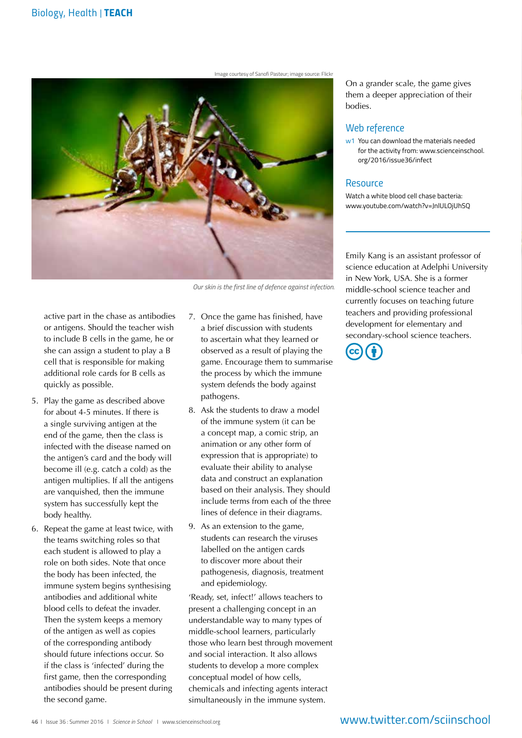Image courtesy of Sanofi Pasteur; image source: Flickr

*Our skin is the first line of defence against infection.*

active part in the chase as antibodies or antigens. Should the teacher wish to include B cells in the game, he or she can assign a student to play a B cell that is responsible for making additional role cards for B cells as quickly as possible.

5. Play the game as described above for about 4-5 minutes. If there is a single surviving antigen at the end of the game, then the class is infected with the disease named on the antigen's card and the body will become ill (e.g. catch a cold) as the antigen multiplies. If all the antigens are vanquished, then the immune system has successfully kept the body healthy.
6. Repeat the game at least twice, with the teams switching roles so that each student is allowed to play a role on both sides. Note that once the body has been infected, the immune system begins synthesising antibodies and additional white blood cells to defeat the invader. Then the system keeps a memory of the antigen as well as copies of the corresponding antibody should future infections occur. So if the class is 'infected' during the first game, then the corresponding antibodies should be present during the second game.
7. Once the game has finished, have a brief discussion with students to ascertain what they learned or observed as a result of playing the game. Encourage them to summarise the process by which the immune system defends the body against pathogens.
8. Ask the students to draw a model of the immune system (it can be a concept map, a comic strip, an animation or any other form of expression that is appropriate) to evaluate their ability to analyse data and construct an explanation based on their analysis. They should include terms from each of the three lines of defence in their diagrams.
9. As an extension to the game, students can research the viruses labelled on the antigen cards to discover more about their pathogenesis, diagnosis, treatment and epidemiology.

'Ready, set, infect!' allows teachers to present a challenging concept in an understandable way to many types of middle-school learners, particularly those who learn best through movement and social interaction. It also allows students to develop a more complex conceptual model of how cells, chemicals and infecting agents interact simultaneously in the immune system. On a grander scale, the game gives them a deeper appreciation of their bodies.

## Web reference

w1 You can download the materials needed for the activity from: www.scienceinschool.org/2016/issue36/infect

## Resource

Watch a white blood cell chase bacteria: www.youtube.com/watch?v=JnlULOjUhSQ

Emily Kang is an assistant professor of science education at Adelphi University in New York, USA. She is a former middle-school science teacher and currently focuses on teaching future teachers and providing professional development for elementary and secondary-school science teachers.